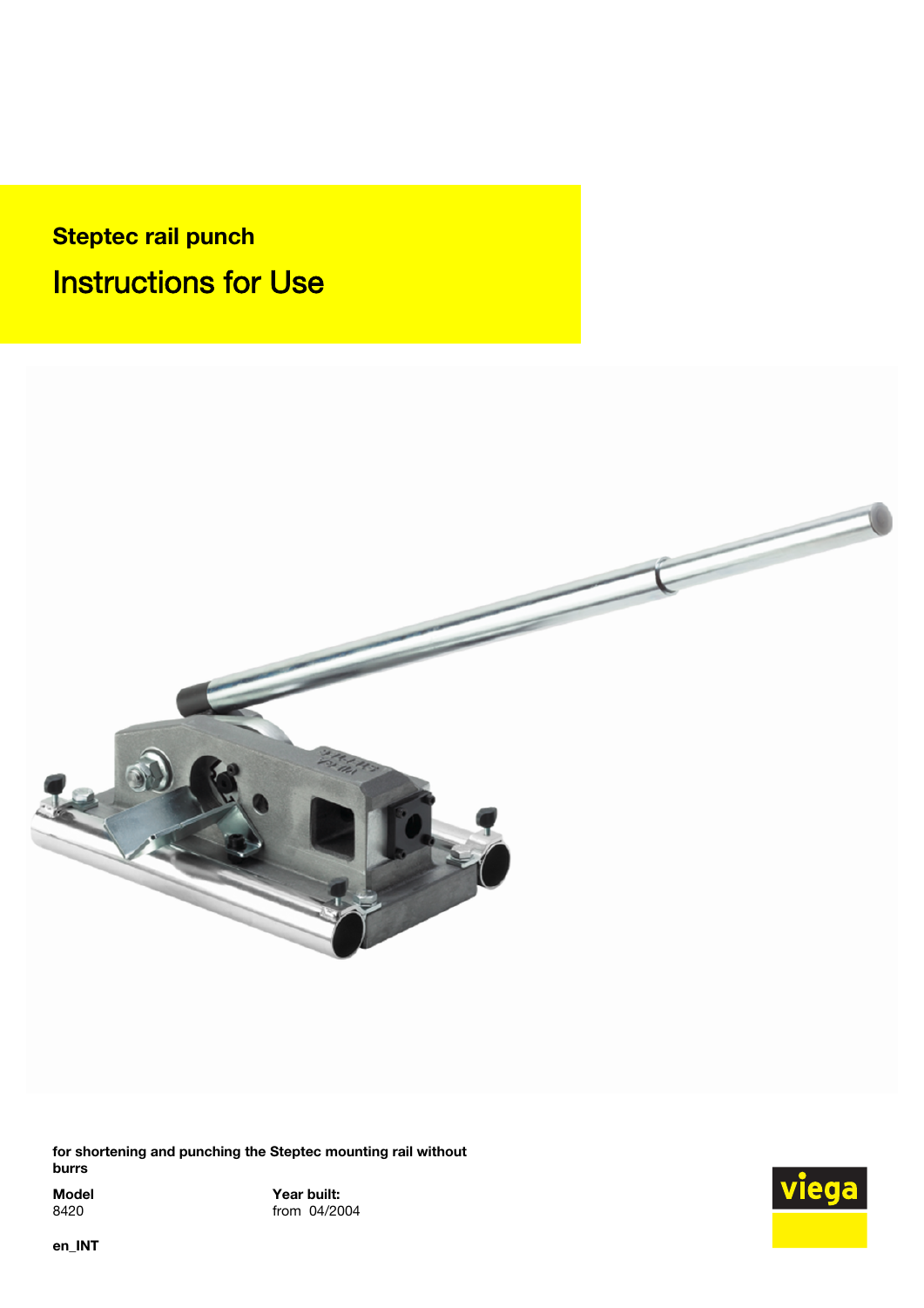**Steptec rail punch**

# Instructions for Use

**for shortening and punching the Steptec mounting rail without burrs**

**Model**
8420

**Year built:**
from 04/2004

**en_INT**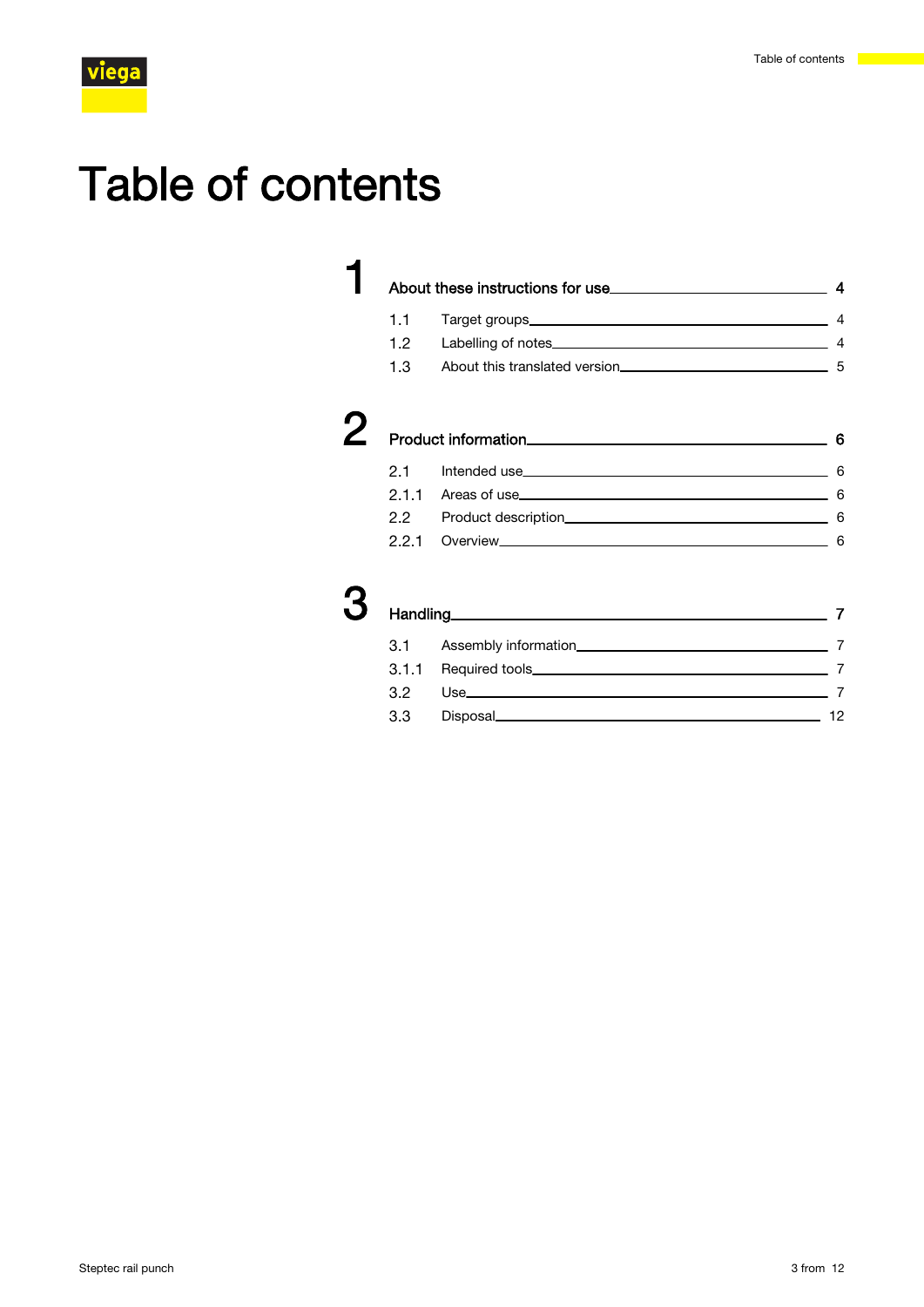# Table of contents

**1 About these instructions for use** — **4**

- 1.1 Target groups — 4
- 1.2 Labelling of notes — 4
- 1.3 About this translated version — 5

**2 Product information** — **6**

- 2.1 Intended use — 6
- 2.1.1 Areas of use — 6
- 2.2 Product description — 6
- 2.2.1 Overview — 6

**3 Handling** — **7**

- 3.1 Assembly information — 7
- 3.1.1 Required tools — 7
- 3.2 Use — 7
- 3.3 Disposal — 12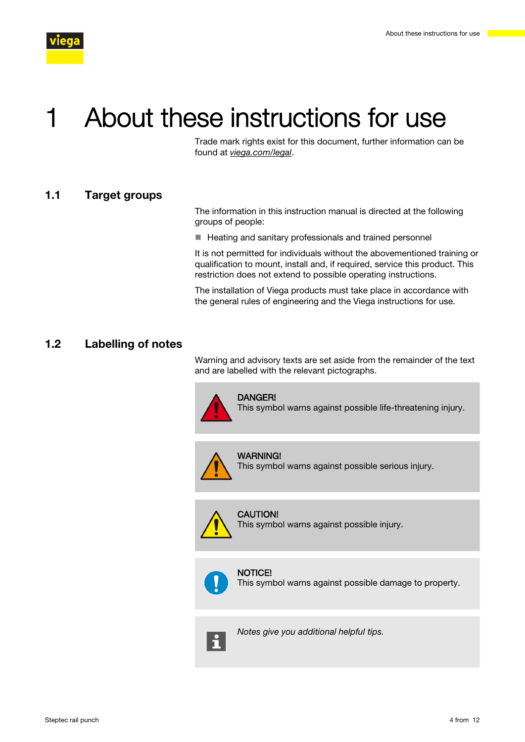# 1 About these instructions for use

Trade mark rights exist for this document, further information can be found at *viega.com/legal*.

## 1.1 Target groups

The information in this instruction manual is directed at the following groups of people:

- Heating and sanitary professionals and trained personnel

It is not permitted for individuals without the abovementioned training or qualification to mount, install and, if required, service this product. This restriction does not extend to possible operating instructions.

The installation of Viega products must take place in accordance with the general rules of engineering and the Viega instructions for use.

## 1.2 Labelling of notes

Warning and advisory texts are set aside from the remainder of the text and are labelled with the relevant pictographs.

DANGER!
This symbol warns against possible life-threatening injury.

WARNING!
This symbol warns against possible serious injury.

CAUTION!
This symbol warns against possible injury.

NOTICE!
This symbol warns against possible damage to property.

*Notes give you additional helpful tips.*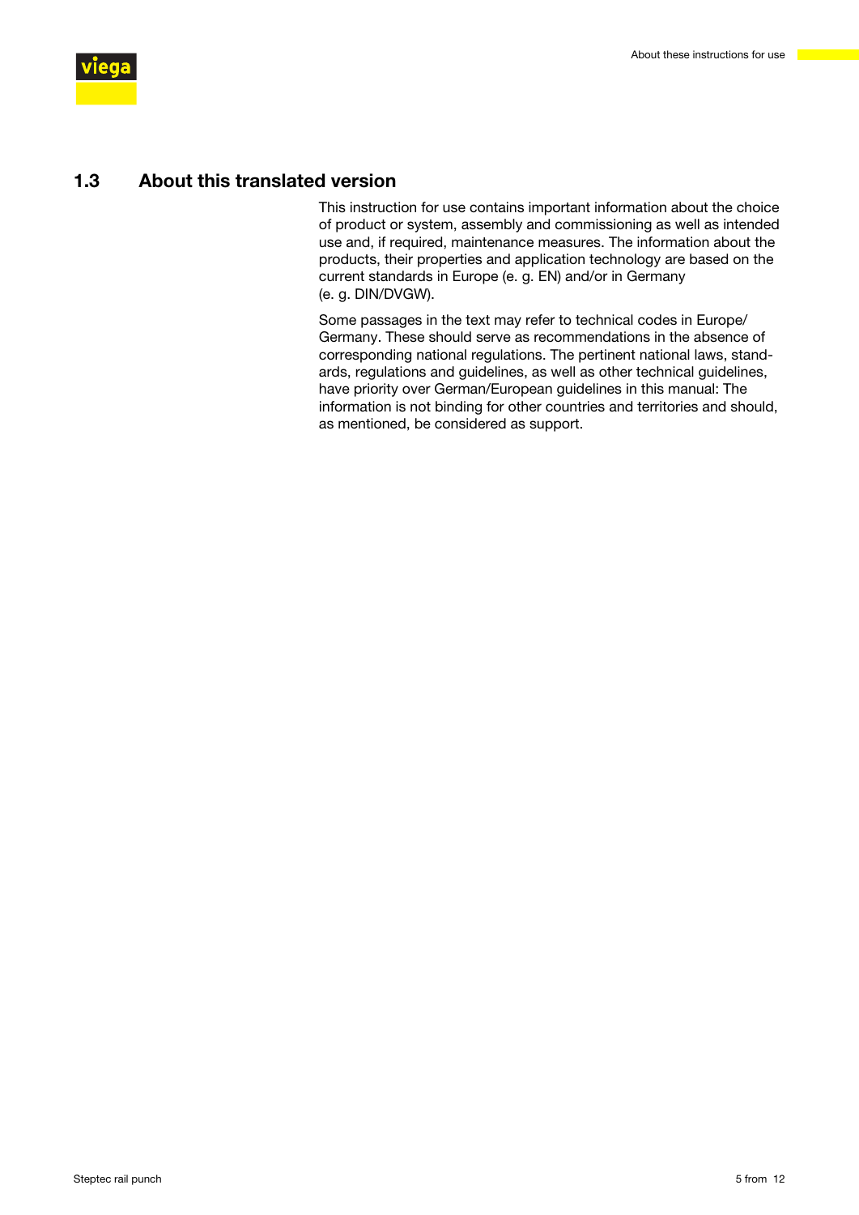## 1.3 About this translated version

This instruction for use contains important information about the choice of product or system, assembly and commissioning as well as intended use and, if required, maintenance measures. The information about the products, their properties and application technology are based on the current standards in Europe (e. g. EN) and/or in Germany (e. g. DIN/DVGW).

Some passages in the text may refer to technical codes in Europe/ Germany. These should serve as recommendations in the absence of corresponding national regulations. The pertinent national laws, standards, regulations and guidelines, as well as other technical guidelines, have priority over German/European guidelines in this manual: The information is not binding for other countries and territories and should, as mentioned, be considered as support.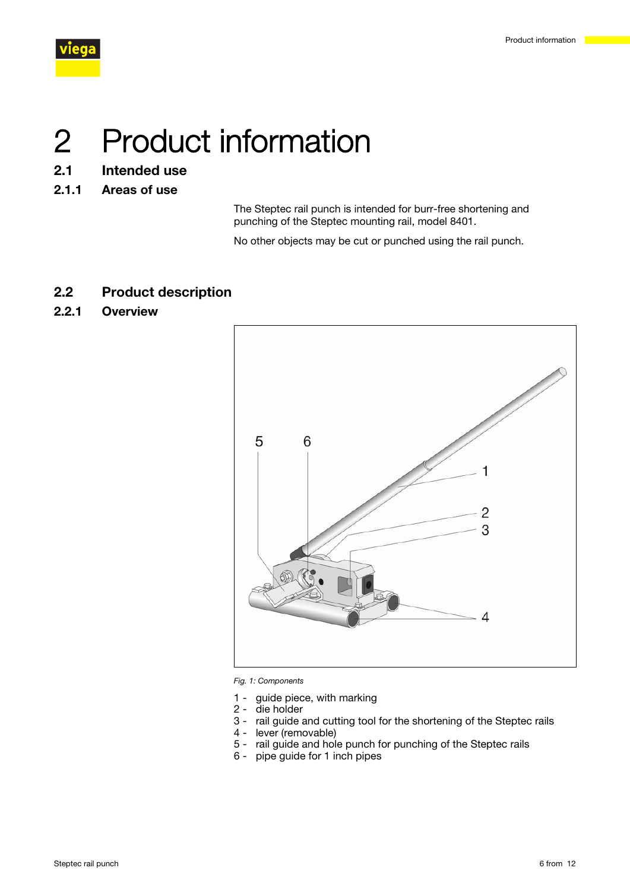# 2 Product information

## 2.1 Intended use

### 2.1.1 Areas of use

The Steptec rail punch is intended for burr-free shortening and punching of the Steptec mounting rail, model 8401.

No other objects may be cut or punched using the rail punch.

## 2.2 Product description

### 2.2.1 Overview

5
6
1
2
3
4

*Fig. 1: Components*

1 - guide piece, with marking
2 - die holder
3 - rail guide and cutting tool for the shortening of the Steptec rails
4 - lever (removable)
5 - rail guide and hole punch for punching of the Steptec rails
6 - pipe guide for 1 inch pipes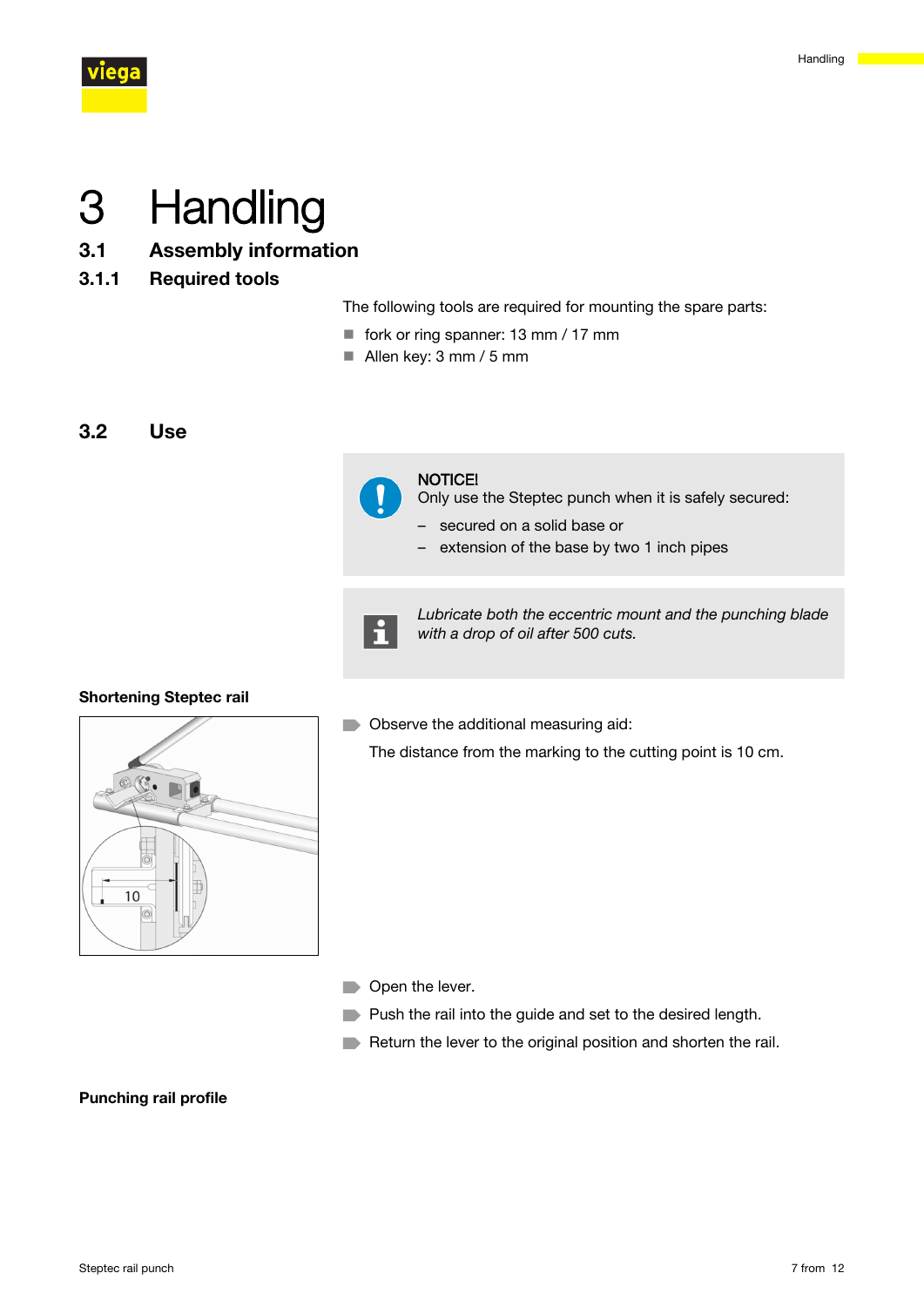# 3 Handling

## 3.1 Assembly information

### 3.1.1 Required tools

The following tools are required for mounting the spare parts:

- fork or ring spanner: 13 mm / 17 mm
- Allen key: 3 mm / 5 mm

## 3.2 Use

> **NOTICE!**
> Only use the Steptec punch when it is safely secured:
> – secured on a solid base or
> – extension of the base by two 1 inch pipes

> *Lubricate both the eccentric mount and the punching blade with a drop of oil after 500 cuts.*

**Shortening Steptec rail**

10

- Observe the additional measuring aid:

  The distance from the marking to the cutting point is 10 cm.

- Open the lever.
- Push the rail into the guide and set to the desired length.
- Return the lever to the original position and shorten the rail.

**Punching rail profile**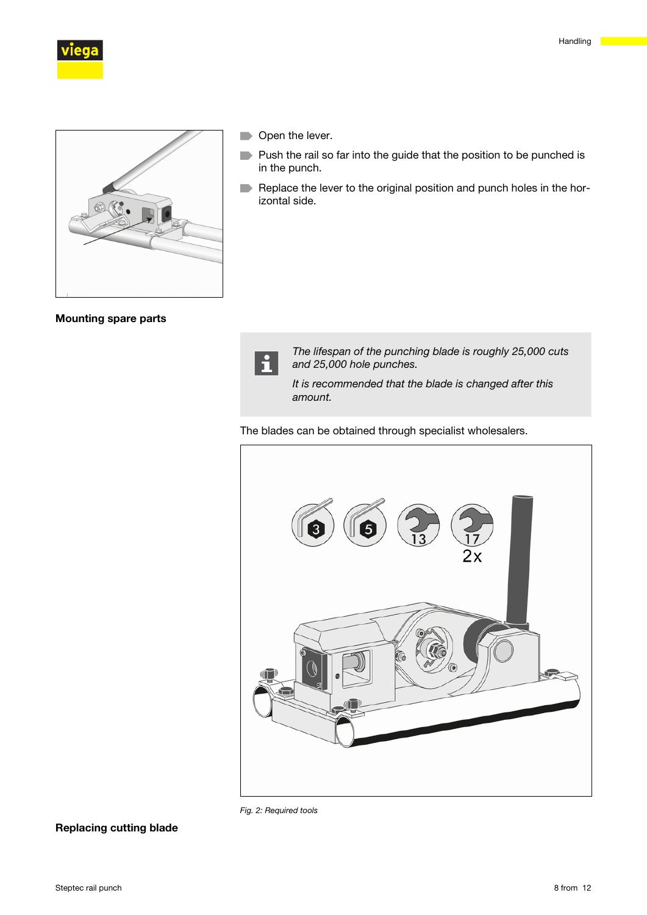- Open the lever.
- Push the rail so far into the guide that the position to be punched is in the punch.
- Replace the lever to the original position and punch holes in the horizontal side.

## Mounting spare parts

> *The lifespan of the punching blade is roughly 25,000 cuts and 25,000 hole punches.*
>
> *It is recommended that the blade is changed after this amount.*

The blades can be obtained through specialist wholesalers.

3
5
13
17
2x

*Fig. 2: Required tools*

## Replacing cutting blade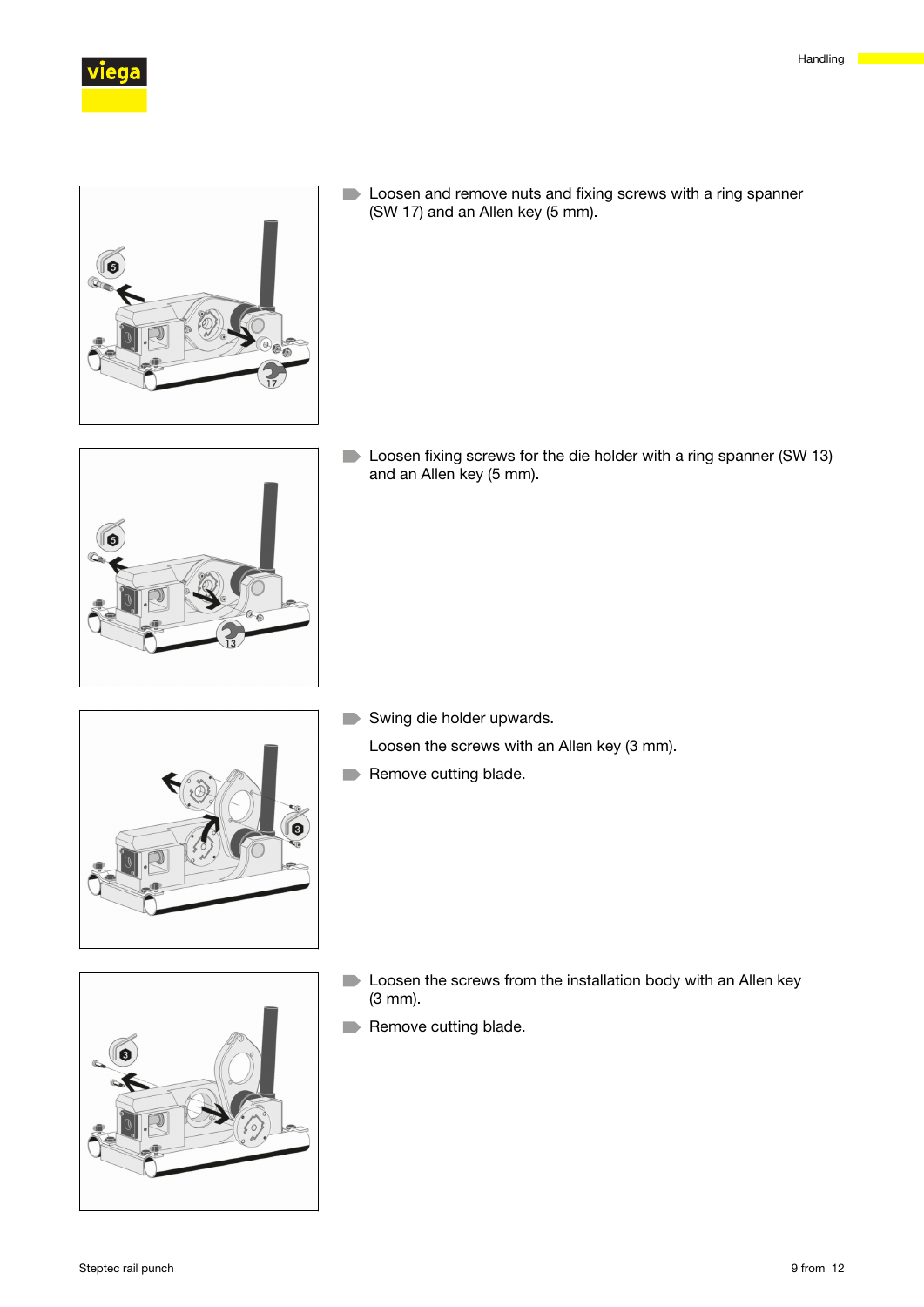- Loosen and remove nuts and fixing screws with a ring spanner (SW 17) and an Allen key (5 mm).

- Loosen fixing screws for the die holder with a ring spanner (SW 13) and an Allen key (5 mm).

- Swing die holder upwards.

  Loosen the screws with an Allen key (3 mm).

- Remove cutting blade.

- Loosen the screws from the installation body with an Allen key (3 mm).

- Remove cutting blade.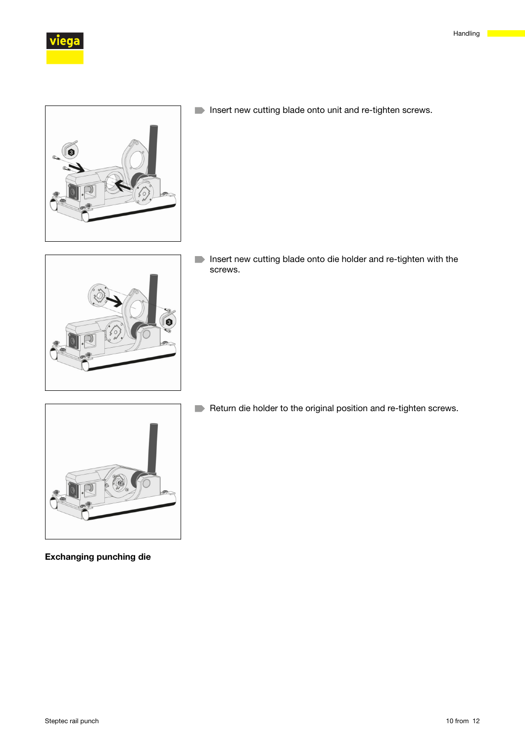- Insert new cutting blade onto unit and re-tighten screws.

- Insert new cutting blade onto die holder and re-tighten with the screws.

- Return die holder to the original position and re-tighten screws.

**Exchanging punching die**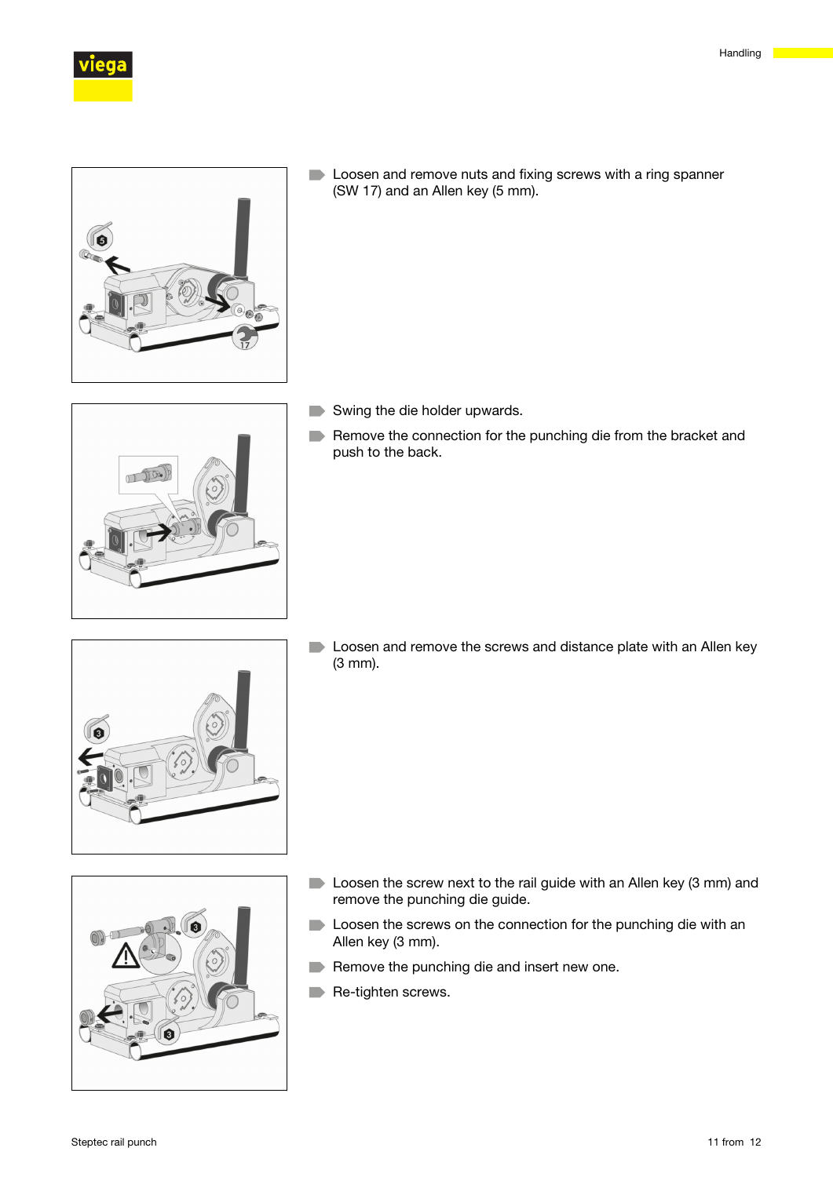- Loosen and remove nuts and fixing screws with a ring spanner (SW 17) and an Allen key (5 mm).

- Swing the die holder upwards.
- Remove the connection for the punching die from the bracket and push to the back.

- Loosen and remove the screws and distance plate with an Allen key (3 mm).

- Loosen the screw next to the rail guide with an Allen key (3 mm) and remove the punching die guide.
- Loosen the screws on the connection for the punching die with an Allen key (3 mm).
- Remove the punching die and insert new one.
- Re-tighten screws.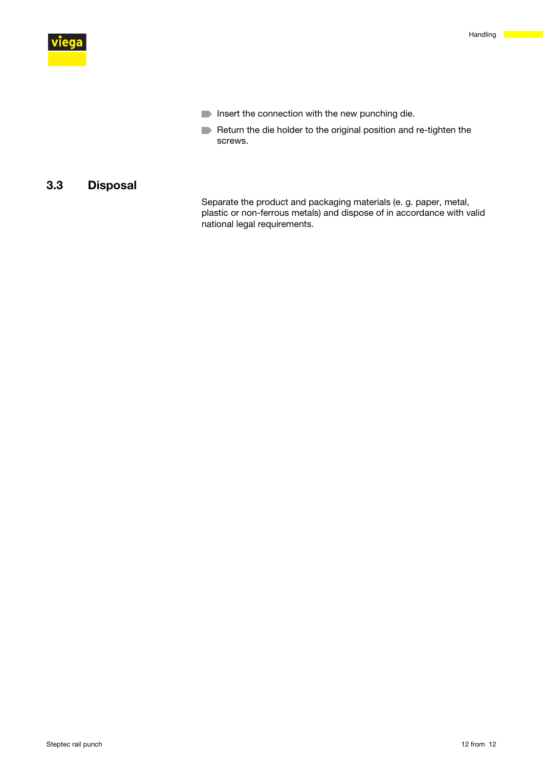- Insert the connection with the new punching die.
- Return the die holder to the original position and re-tighten the screws.

## 3.3 Disposal

Separate the product and packaging materials (e. g. paper, metal, plastic or non-ferrous metals) and dispose of in accordance with valid national legal requirements.